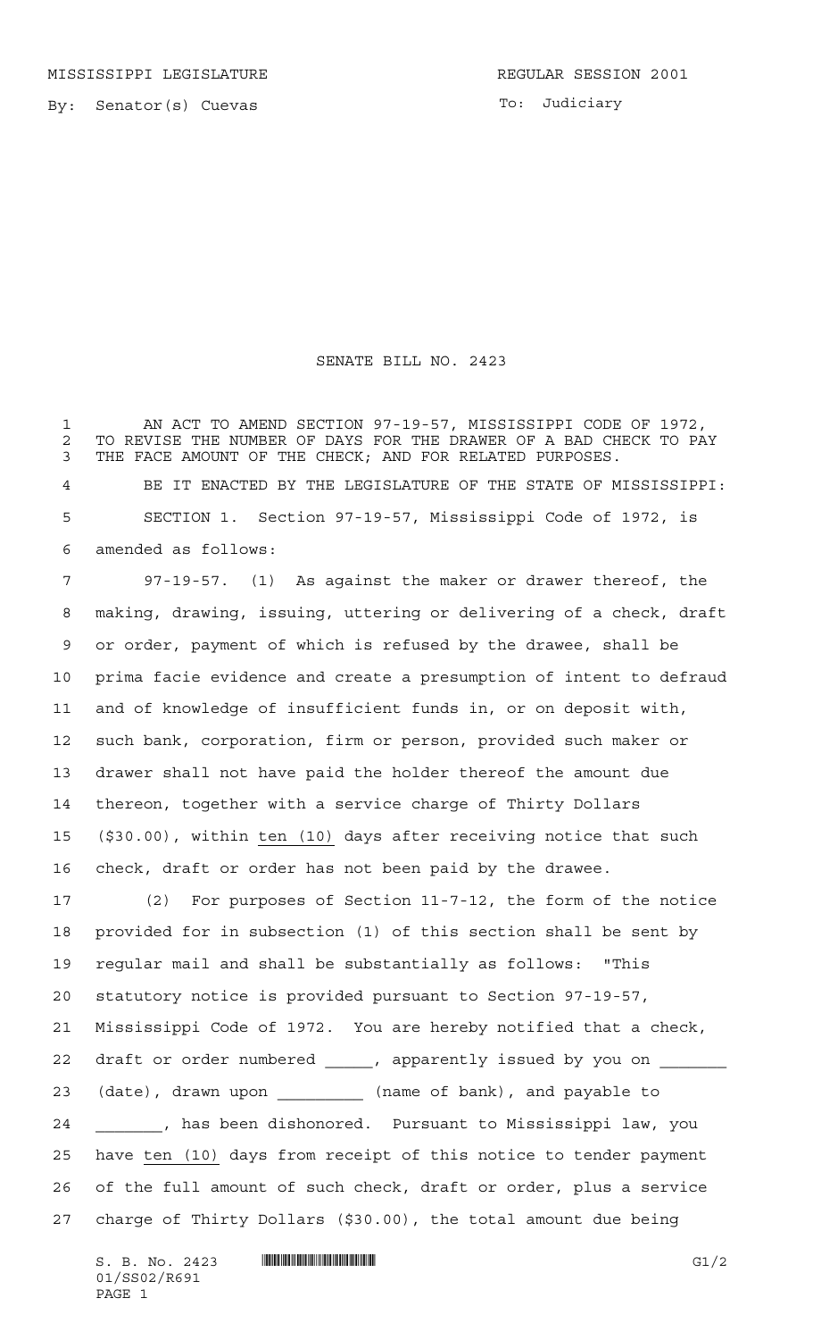MISSISSIPPI LEGISLATURE

REGULAR SESSION 2001

By: Senator(s) Cuevas

To: Judiciary

# SENATE BILL NO. 2423

AN ACT TO AMEND SECTION 97-19-57, MISSISSIPPI CODE OF 1972, TO REVISE THE NUMBER OF DAYS FOR THE DRAWER OF A BAD CHECK TO PAY THE FACE AMOUNT OF THE CHECK; AND FOR RELATED PURPOSES.

BE IT ENACTED BY THE LEGISLATURE OF THE STATE OF MISSISSIPPI:

SECTION 1. Section 97-19-57, Mississippi Code of 1972, is amended as follows:

97-19-57. (1) As against the maker or drawer thereof, the making, drawing, issuing, uttering or delivering of a check, draft or order, payment of which is refused by the drawee, shall be prima facie evidence and create a presumption of intent to defraud and of knowledge of insufficient funds in, or on deposit with, such bank, corporation, firm or person, provided such maker or drawer shall not have paid the holder thereof the amount due thereon, together with a service charge of Thirty Dollars ($30.00), within ten (10) days after receiving notice that such check, draft or order has not been paid by the drawee.

(2) For purposes of Section 11-7-12, the form of the notice provided for in subsection (1) of this section shall be sent by regular mail and shall be substantially as follows: "This statutory notice is provided pursuant to Section 97-19-57, Mississippi Code of 1972. You are hereby notified that a check, draft or order numbered _____, apparently issued by you on _______ (date), drawn upon _________ (name of bank), and payable to _______, has been dishonored. Pursuant to Mississippi law, you have ten (10) days from receipt of this notice to tender payment of the full amount of such check, draft or order, plus a service charge of Thirty Dollars ($30.00), the total amount due being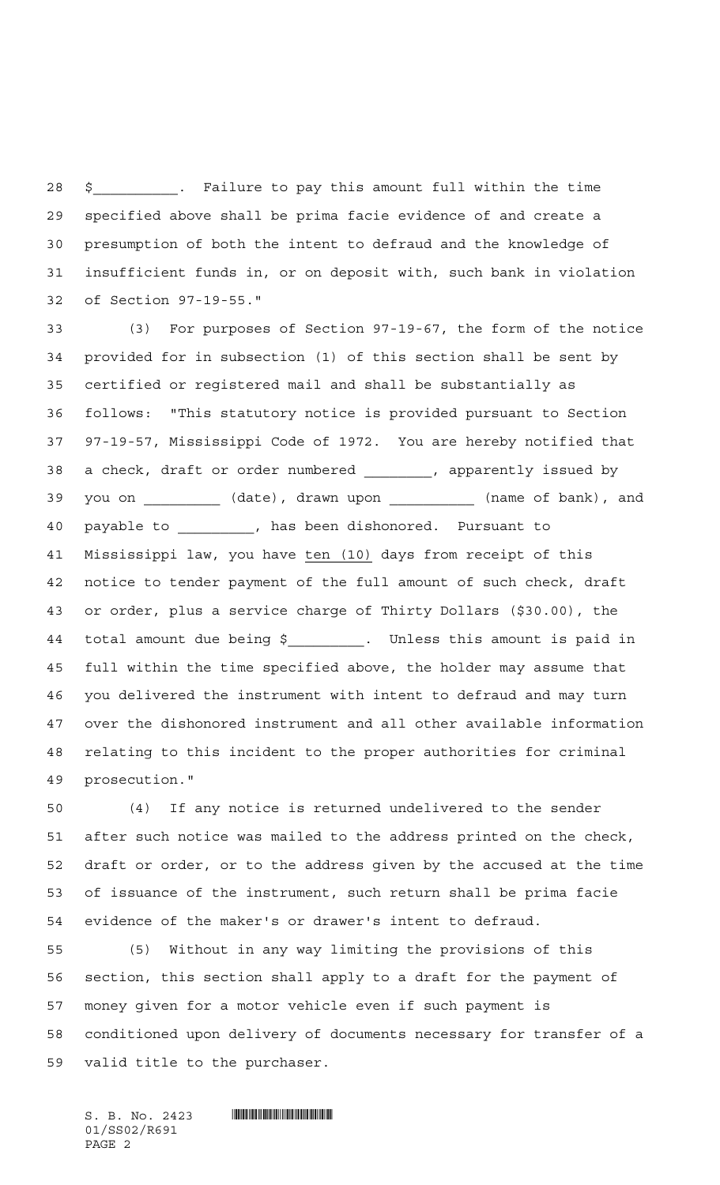$__________. Failure to pay this amount full within the time specified above shall be prima facie evidence of and create a presumption of both the intent to defraud and the knowledge of insufficient funds in, or on deposit with, such bank in violation of Section 97-19-55."

(3) For purposes of Section 97-19-67, the form of the notice provided for in subsection (1) of this section shall be sent by certified or registered mail and shall be substantially as follows: "This statutory notice is provided pursuant to Section 97-19-57, Mississippi Code of 1972. You are hereby notified that a check, draft or order numbered ________, apparently issued by you on _________ (date), drawn upon __________ (name of bank), and payable to _________, has been dishonored. Pursuant to Mississippi law, you have <u>ten (10)</u> days from receipt of this notice to tender payment of the full amount of such check, draft or order, plus a service charge of Thirty Dollars ($30.00), the total amount due being $_________. Unless this amount is paid in full within the time specified above, the holder may assume that you delivered the instrument with intent to defraud and may turn over the dishonored instrument and all other available information relating to this incident to the proper authorities for criminal prosecution."

(4) If any notice is returned undelivered to the sender after such notice was mailed to the address printed on the check, draft or order, or to the address given by the accused at the time of issuance of the instrument, such return shall be prima facie evidence of the maker's or drawer's intent to defraud.

(5) Without in any way limiting the provisions of this section, this section shall apply to a draft for the payment of money given for a motor vehicle even if such payment is conditioned upon delivery of documents necessary for transfer of a valid title to the purchaser.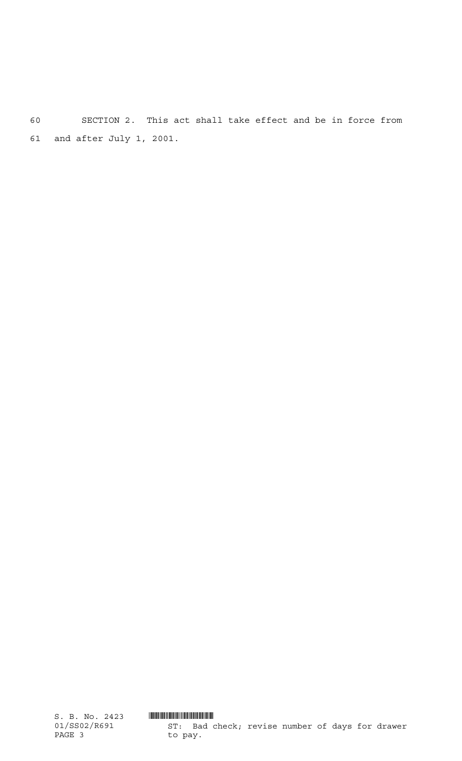60 SECTION 2. This act shall take effect and be in force from
61 and after July 1, 2001.

S. B. No. 2423
01/SS02/R691
ST: Bad check; revise number of days for drawer to pay.